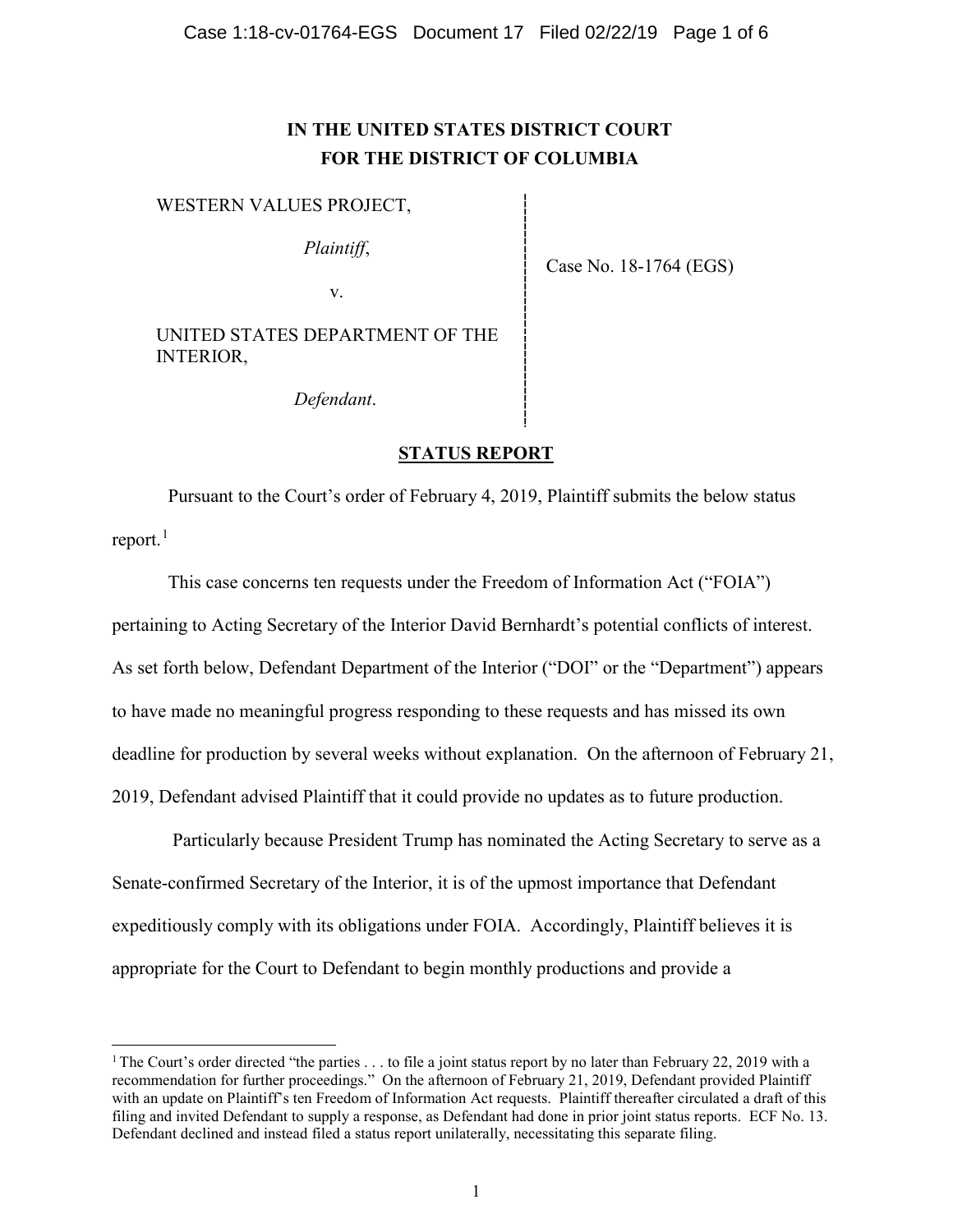**IN THE UNITED STATES DISTRICT COURT**
**FOR THE DISTRICT OF COLUMBIA**

WESTERN VALUES PROJECT,

*Plaintiff*,

v.

UNITED STATES DEPARTMENT OF THE INTERIOR,

*Defendant*.

Case No. 18-1764 (EGS)

**STATUS REPORT**

Pursuant to the Court's order of February 4, 2019, Plaintiff submits the below status report.[1]

This case concerns ten requests under the Freedom of Information Act ("FOIA") pertaining to Acting Secretary of the Interior David Bernhardt's potential conflicts of interest. As set forth below, Defendant Department of the Interior ("DOI" or the "Department") appears to have made no meaningful progress responding to these requests and has missed its own deadline for production by several weeks without explanation. On the afternoon of February 21, 2019, Defendant advised Plaintiff that it could provide no updates as to future production.

Particularly because President Trump has nominated the Acting Secretary to serve as a Senate-confirmed Secretary of the Interior, it is of the upmost importance that Defendant expeditiously comply with its obligations under FOIA. Accordingly, Plaintiff believes it is appropriate for the Court to Defendant to begin monthly productions and provide a

---

[1] The Court's order directed "the parties . . . to file a joint status report by no later than February 22, 2019 with a recommendation for further proceedings." On the afternoon of February 21, 2019, Defendant provided Plaintiff with an update on Plaintiff's ten Freedom of Information Act requests. Plaintiff thereafter circulated a draft of this filing and invited Defendant to supply a response, as Defendant had done in prior joint status reports. ECF No. 13. Defendant declined and instead filed a status report unilaterally, necessitating this separate filing.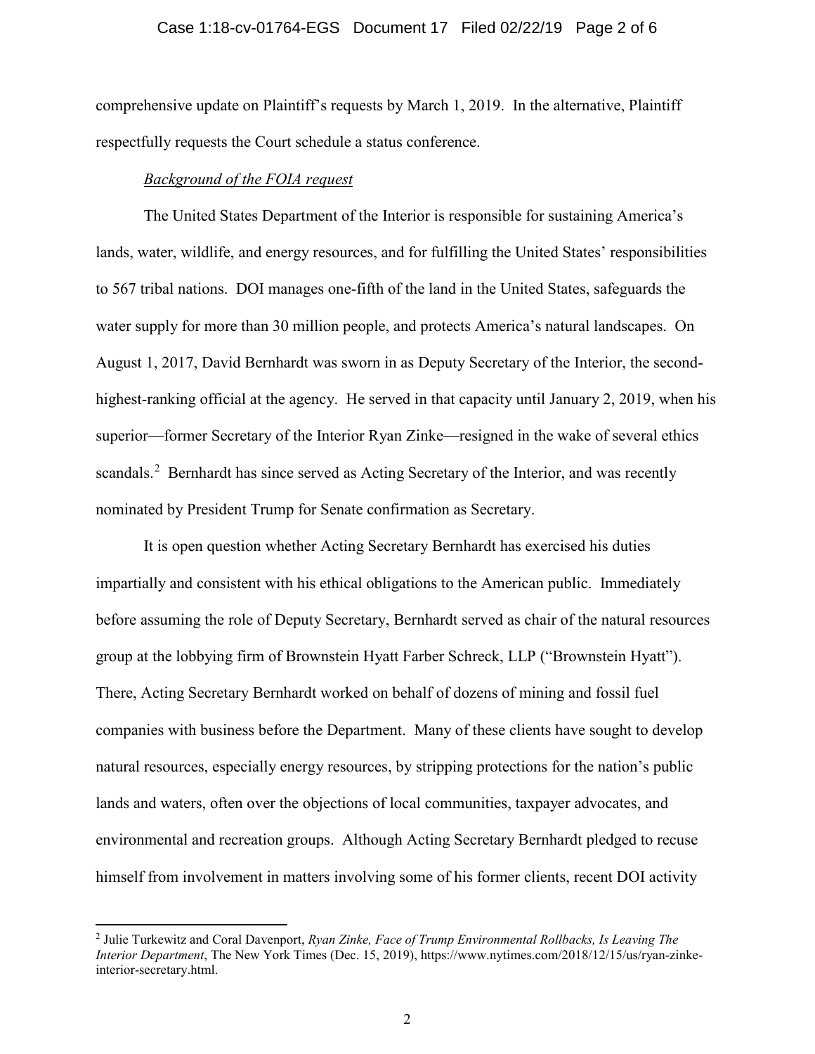comprehensive update on Plaintiff's requests by March 1, 2019. In the alternative, Plaintiff respectfully requests the Court schedule a status conference.

*Background of the FOIA request*

The United States Department of the Interior is responsible for sustaining America's lands, water, wildlife, and energy resources, and for fulfilling the United States' responsibilities to 567 tribal nations. DOI manages one-fifth of the land in the United States, safeguards the water supply for more than 30 million people, and protects America's natural landscapes. On August 1, 2017, David Bernhardt was sworn in as Deputy Secretary of the Interior, the second-highest-ranking official at the agency. He served in that capacity until January 2, 2019, when his superior—former Secretary of the Interior Ryan Zinke—resigned in the wake of several ethics scandals.[2] Bernhardt has since served as Acting Secretary of the Interior, and was recently nominated by President Trump for Senate confirmation as Secretary.

It is open question whether Acting Secretary Bernhardt has exercised his duties impartially and consistent with his ethical obligations to the American public. Immediately before assuming the role of Deputy Secretary, Bernhardt served as chair of the natural resources group at the lobbying firm of Brownstein Hyatt Farber Schreck, LLP ("Brownstein Hyatt"). There, Acting Secretary Bernhardt worked on behalf of dozens of mining and fossil fuel companies with business before the Department. Many of these clients have sought to develop natural resources, especially energy resources, by stripping protections for the nation's public lands and waters, often over the objections of local communities, taxpayer advocates, and environmental and recreation groups. Although Acting Secretary Bernhardt pledged to recuse himself from involvement in matters involving some of his former clients, recent DOI activity

---

[2] Julie Turkewitz and Coral Davenport, *Ryan Zinke, Face of Trump Environmental Rollbacks, Is Leaving The Interior Department*, The New York Times (Dec. 15, 2019), https://www.nytimes.com/2018/12/15/us/ryan-zinke-interior-secretary.html.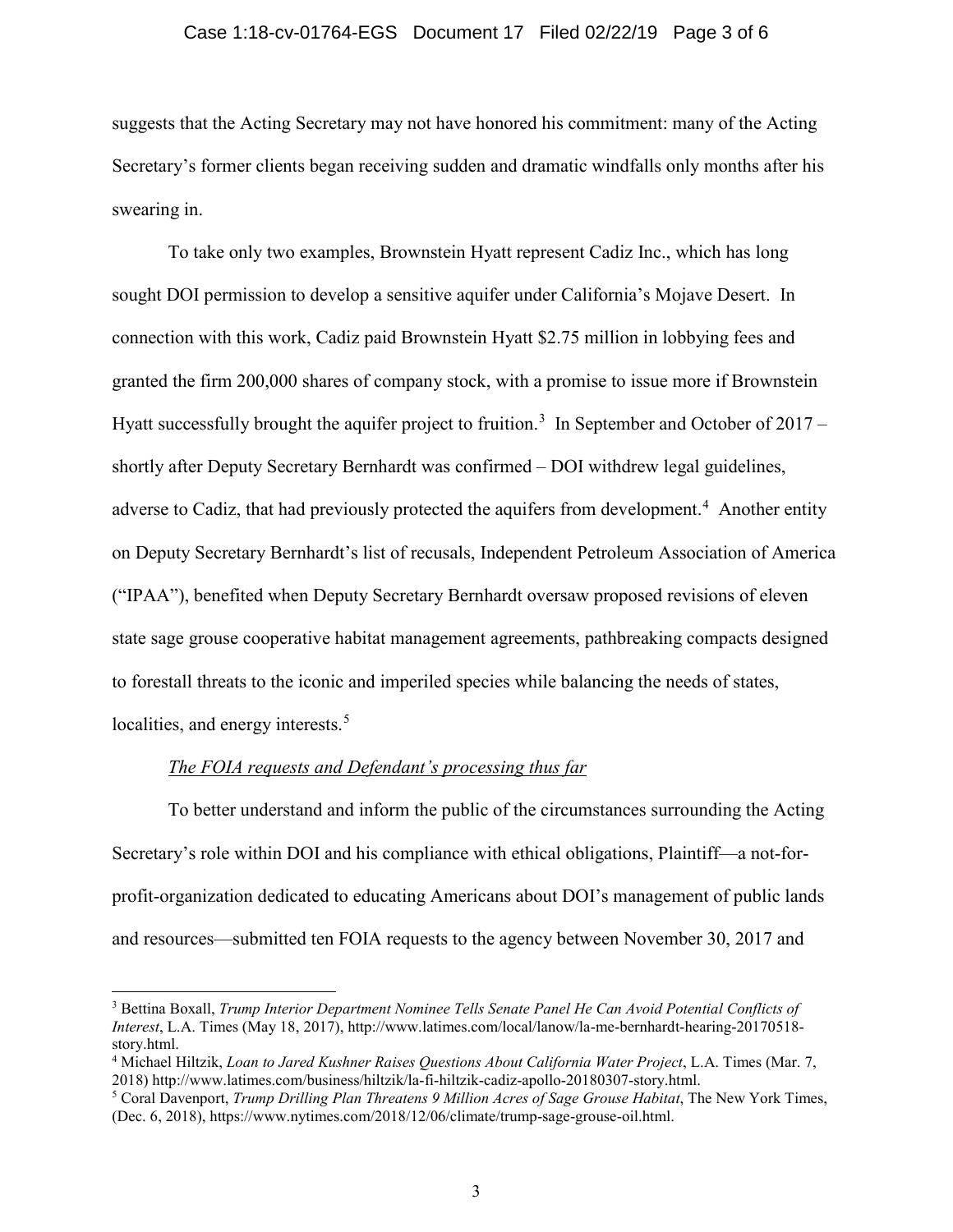suggests that the Acting Secretary may not have honored his commitment: many of the Acting Secretary's former clients began receiving sudden and dramatic windfalls only months after his swearing in.

To take only two examples, Brownstein Hyatt represent Cadiz Inc., which has long sought DOI permission to develop a sensitive aquifer under California's Mojave Desert. In connection with this work, Cadiz paid Brownstein Hyatt $2.75 million in lobbying fees and granted the firm 200,000 shares of company stock, with a promise to issue more if Brownstein Hyatt successfully brought the aquifer project to fruition.[3] In September and October of 2017 – shortly after Deputy Secretary Bernhardt was confirmed – DOI withdrew legal guidelines, adverse to Cadiz, that had previously protected the aquifers from development.[4] Another entity on Deputy Secretary Bernhardt's list of recusals, Independent Petroleum Association of America ("IPAA"), benefited when Deputy Secretary Bernhardt oversaw proposed revisions of eleven state sage grouse cooperative habitat management agreements, pathbreaking compacts designed to forestall threats to the iconic and imperiled species while balancing the needs of states, localities, and energy interests.[5]

*<u>The FOIA requests and Defendant's processing thus far</u>*

To better understand and inform the public of the circumstances surrounding the Acting Secretary's role within DOI and his compliance with ethical obligations, Plaintiff—a not-for-profit-organization dedicated to educating Americans about DOI's management of public lands and resources—submitted ten FOIA requests to the agency between November 30, 2017 and

---

[3] Bettina Boxall, *Trump Interior Department Nominee Tells Senate Panel He Can Avoid Potential Conflicts of Interest*, L.A. Times (May 18, 2017), http://www.latimes.com/local/lanow/la-me-bernhardt-hearing-20170518-story.html.

[4] Michael Hiltzik, *Loan to Jared Kushner Raises Questions About California Water Project*, L.A. Times (Mar. 7, 2018) http://www.latimes.com/business/hiltzik/la-fi-hiltzik-cadiz-apollo-20180307-story.html.

[5] Coral Davenport, *Trump Drilling Plan Threatens 9 Million Acres of Sage Grouse Habitat*, The New York Times, (Dec. 6, 2018), https://www.nytimes.com/2018/12/06/climate/trump-sage-grouse-oil.html.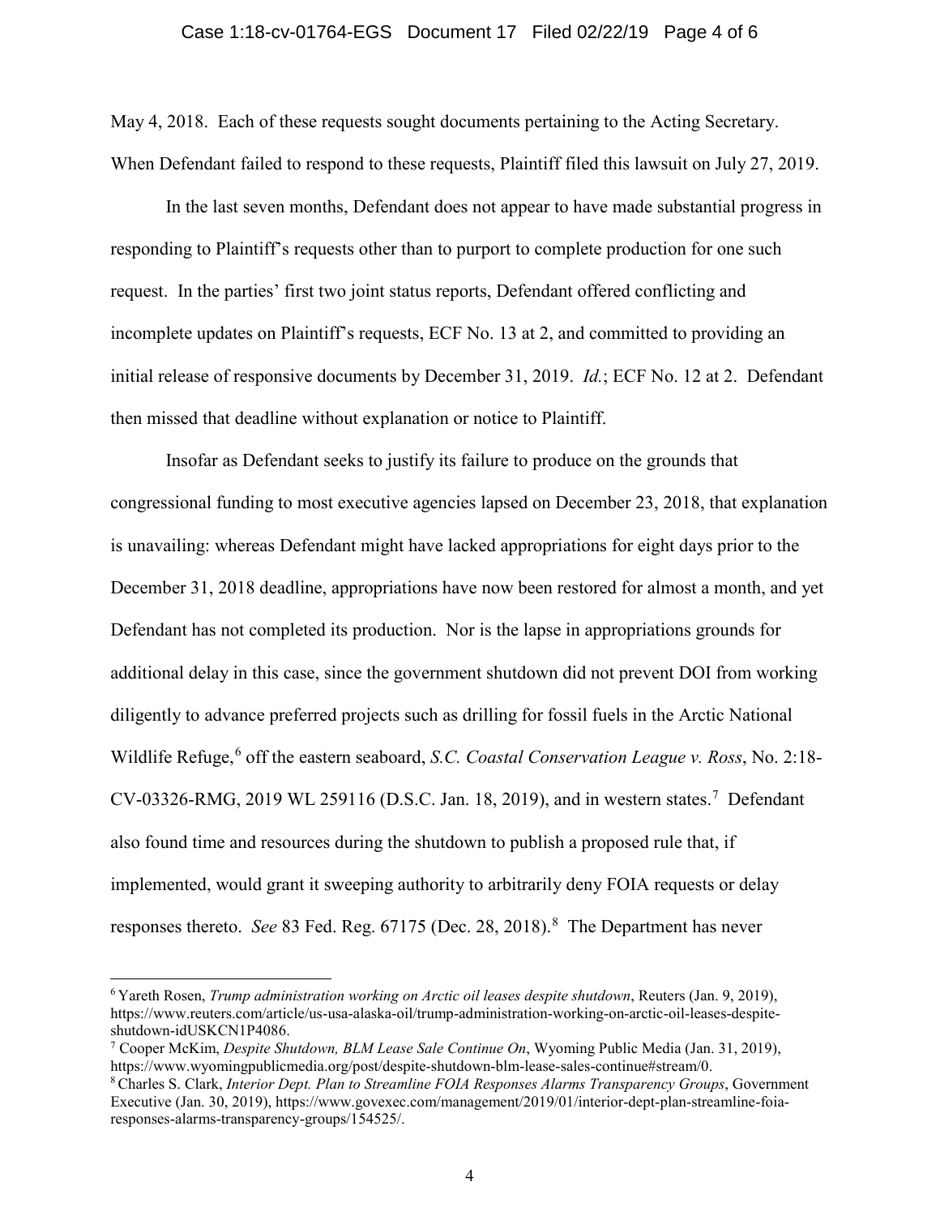May 4, 2018. Each of these requests sought documents pertaining to the Acting Secretary. When Defendant failed to respond to these requests, Plaintiff filed this lawsuit on July 27, 2019.

In the last seven months, Defendant does not appear to have made substantial progress in responding to Plaintiff's requests other than to purport to complete production for one such request. In the parties' first two joint status reports, Defendant offered conflicting and incomplete updates on Plaintiff's requests, ECF No. 13 at 2, and committed to providing an initial release of responsive documents by December 31, 2019. *Id.*; ECF No. 12 at 2. Defendant then missed that deadline without explanation or notice to Plaintiff.

Insofar as Defendant seeks to justify its failure to produce on the grounds that congressional funding to most executive agencies lapsed on December 23, 2018, that explanation is unavailing: whereas Defendant might have lacked appropriations for eight days prior to the December 31, 2018 deadline, appropriations have now been restored for almost a month, and yet Defendant has not completed its production. Nor is the lapse in appropriations grounds for additional delay in this case, since the government shutdown did not prevent DOI from working diligently to advance preferred projects such as drilling for fossil fuels in the Arctic National Wildlife Refuge,[6] off the eastern seaboard, *S.C. Coastal Conservation League v. Ross*, No. 2:18-CV-03326-RMG, 2019 WL 259116 (D.S.C. Jan. 18, 2019), and in western states.[7] Defendant also found time and resources during the shutdown to publish a proposed rule that, if implemented, would grant it sweeping authority to arbitrarily deny FOIA requests or delay responses thereto. *See* 83 Fed. Reg. 67175 (Dec. 28, 2018).[8] The Department has never

---

[6] Yareth Rosen, *Trump administration working on Arctic oil leases despite shutdown*, Reuters (Jan. 9, 2019), https://www.reuters.com/article/us-usa-alaska-oil/trump-administration-working-on-arctic-oil-leases-despite-shutdown-idUSKCN1P4086.

[7] Cooper McKim, *Despite Shutdown, BLM Lease Sale Continue On*, Wyoming Public Media (Jan. 31, 2019), https://www.wyomingpublicmedia.org/post/despite-shutdown-blm-lease-sales-continue#stream/0.

[8] Charles S. Clark, *Interior Dept. Plan to Streamline FOIA Responses Alarms Transparency Groups*, Government Executive (Jan. 30, 2019), https://www.govexec.com/management/2019/01/interior-dept-plan-streamline-foia-responses-alarms-transparency-groups/154525/.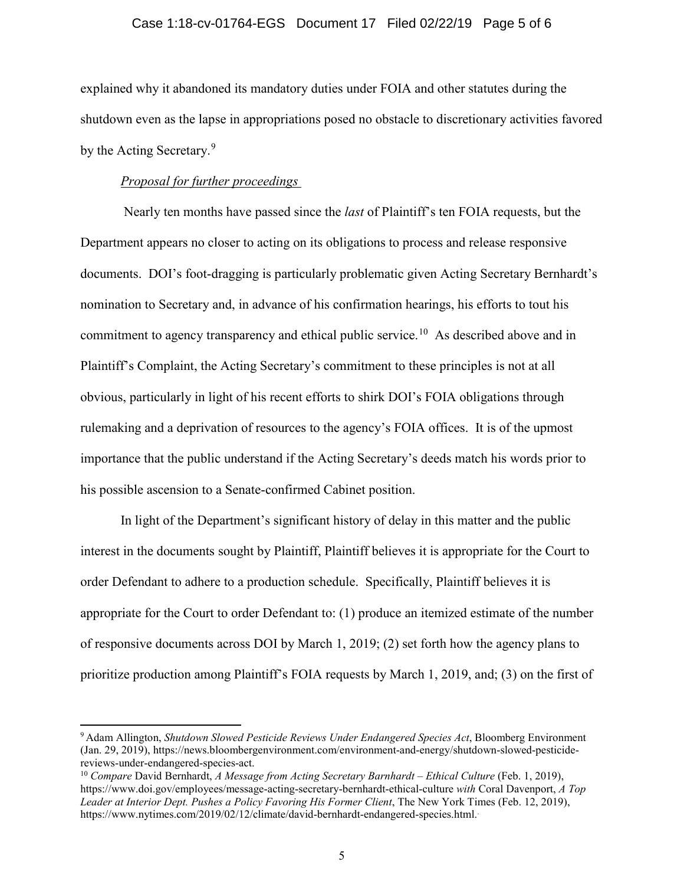explained why it abandoned its mandatory duties under FOIA and other statutes during the shutdown even as the lapse in appropriations posed no obstacle to discretionary activities favored by the Acting Secretary.[9]

*Proposal for further proceedings*

Nearly ten months have passed since the *last* of Plaintiff's ten FOIA requests, but the Department appears no closer to acting on its obligations to process and release responsive documents. DOI's foot-dragging is particularly problematic given Acting Secretary Bernhardt's nomination to Secretary and, in advance of his confirmation hearings, his efforts to tout his commitment to agency transparency and ethical public service.[10] As described above and in Plaintiff's Complaint, the Acting Secretary's commitment to these principles is not at all obvious, particularly in light of his recent efforts to shirk DOI's FOIA obligations through rulemaking and a deprivation of resources to the agency's FOIA offices. It is of the upmost importance that the public understand if the Acting Secretary's deeds match his words prior to his possible ascension to a Senate-confirmed Cabinet position.

In light of the Department's significant history of delay in this matter and the public interest in the documents sought by Plaintiff, Plaintiff believes it is appropriate for the Court to order Defendant to adhere to a production schedule. Specifically, Plaintiff believes it is appropriate for the Court to order Defendant to: (1) produce an itemized estimate of the number of responsive documents across DOI by March 1, 2019; (2) set forth how the agency plans to prioritize production among Plaintiff's FOIA requests by March 1, 2019, and; (3) on the first of

---

[9] Adam Allington, *Shutdown Slowed Pesticide Reviews Under Endangered Species Act*, Bloomberg Environment (Jan. 29, 2019), https://news.bloombergenvironment.com/environment-and-energy/shutdown-slowed-pesticide-reviews-under-endangered-species-act.

[10] *Compare* David Bernhardt, *A Message from Acting Secretary Barnhardt – Ethical Culture* (Feb. 1, 2019), https://www.doi.gov/employees/message-acting-secretary-bernhardt-ethical-culture *with* Coral Davenport, *A Top Leader at Interior Dept. Pushes a Policy Favoring His Former Client*, The New York Times (Feb. 12, 2019), https://www.nytimes.com/2019/02/12/climate/david-bernhardt-endangered-species.html.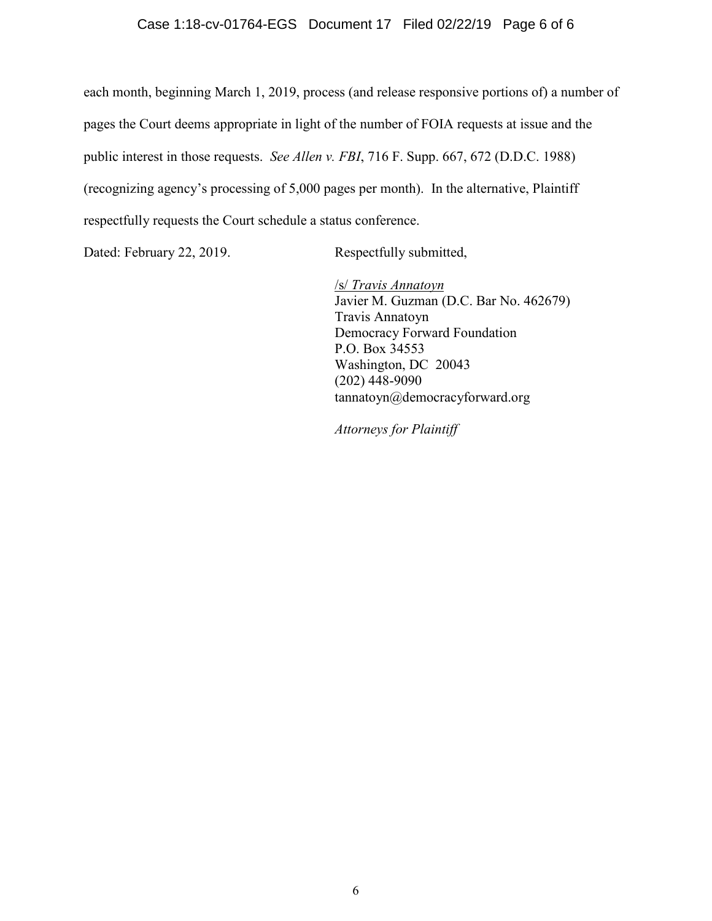each month, beginning March 1, 2019, process (and release responsive portions of) a number of pages the Court deems appropriate in light of the number of FOIA requests at issue and the public interest in those requests. *See Allen v. FBI*, 716 F. Supp. 667, 672 (D.D.C. 1988) (recognizing agency's processing of 5,000 pages per month). In the alternative, Plaintiff respectfully requests the Court schedule a status conference.

Dated: February 22, 2019.

Respectfully submitted,

/s/ *Travis Annatoyn*
Javier M. Guzman (D.C. Bar No. 462679)
Travis Annatoyn
Democracy Forward Foundation
P.O. Box 34553
Washington, DC 20043
(202) 448-9090
tannatoyn@democracyforward.org

*Attorneys for Plaintiff*